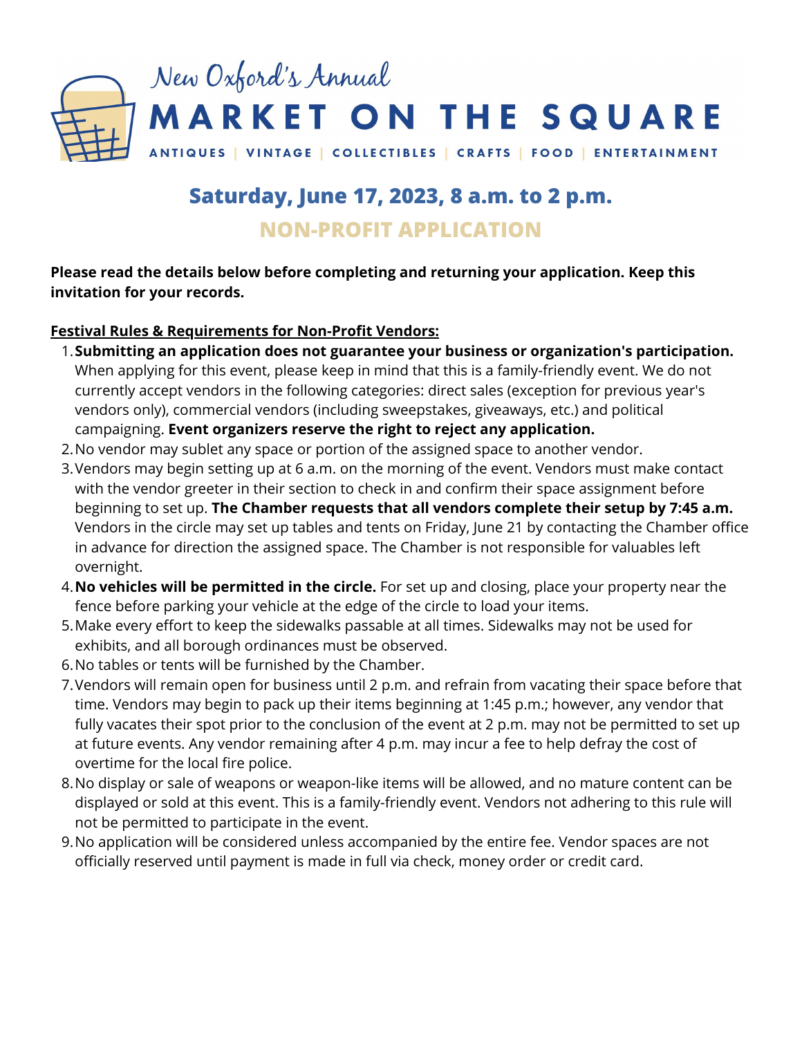New Oxford's Annual

# MARKET ON THE SQUARE

ANTIQUES | VINTAGE | COLLECTIBLES | CRAFTS | FOOD | ENTERTAINMENT

## Saturday, June 17, 2023, 8 a.m. to 2 p.m.

## NON-PROFIT APPLICATION

**Please read the details below before completing and returning your application. Keep this invitation for your records.**

**Festival Rules & Requirements for Non-Profit Vendors:**

1. **Submitting an application does not guarantee your business or organization's participation.** When applying for this event, please keep in mind that this is a family-friendly event. We do not currently accept vendors in the following categories: direct sales (exception for previous year's vendors only), commercial vendors (including sweepstakes, giveaways, etc.) and political campaigning. **Event organizers reserve the right to reject any application.**
2. No vendor may sublet any space or portion of the assigned space to another vendor.
3. Vendors may begin setting up at 6 a.m. on the morning of the event. Vendors must make contact with the vendor greeter in their section to check in and confirm their space assignment before beginning to set up. **The Chamber requests that all vendors complete their setup by 7:45 a.m.** Vendors in the circle may set up tables and tents on Friday, June 21 by contacting the Chamber office in advance for direction the assigned space. The Chamber is not responsible for valuables left overnight.
4. **No vehicles will be permitted in the circle.** For set up and closing, place your property near the fence before parking your vehicle at the edge of the circle to load your items.
5. Make every effort to keep the sidewalks passable at all times. Sidewalks may not be used for exhibits, and all borough ordinances must be observed.
6. No tables or tents will be furnished by the Chamber.
7. Vendors will remain open for business until 2 p.m. and refrain from vacating their space before that time. Vendors may begin to pack up their items beginning at 1:45 p.m.; however, any vendor that fully vacates their spot prior to the conclusion of the event at 2 p.m. may not be permitted to set up at future events. Any vendor remaining after 4 p.m. may incur a fee to help defray the cost of overtime for the local fire police.
8. No display or sale of weapons or weapon-like items will be allowed, and no mature content can be displayed or sold at this event. This is a family-friendly event. Vendors not adhering to this rule will not be permitted to participate in the event.
9. No application will be considered unless accompanied by the entire fee. Vendor spaces are not officially reserved until payment is made in full via check, money order or credit card.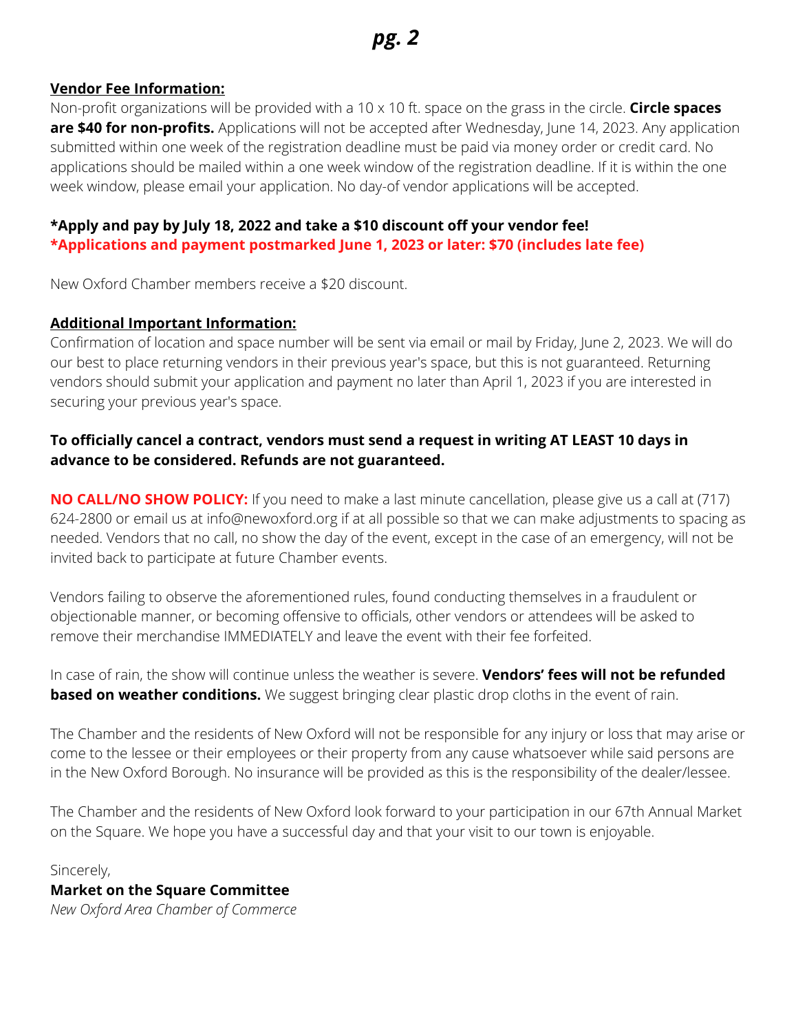**Vendor Fee Information:**

Non-profit organizations will be provided with a 10 x 10 ft. space on the grass in the circle. **Circle spaces are $40 for non-profits.** Applications will not be accepted after Wednesday, June 14, 2023. Any application submitted within one week of the registration deadline must be paid via money order or credit card. No applications should be mailed within a one week window of the registration deadline. If it is within the one week window, please email your application. No day-of vendor applications will be accepted.

**\*Apply and pay by July 18, 2022 and take a $10 discount off your vendor fee!**
**\*Applications and payment postmarked June 1, 2023 or later: $70 (includes late fee)**

New Oxford Chamber members receive a $20 discount.

**Additional Important Information:**

Confirmation of location and space number will be sent via email or mail by Friday, June 2, 2023. We will do our best to place returning vendors in their previous year's space, but this is not guaranteed. Returning vendors should submit your application and payment no later than April 1, 2023 if you are interested in securing your previous year's space.

**To officially cancel a contract, vendors must send a request in writing AT LEAST 10 days in advance to be considered. Refunds are not guaranteed.**

**NO CALL/NO SHOW POLICY:** If you need to make a last minute cancellation, please give us a call at (717) 624-2800 or email us at info@newoxford.org if at all possible so that we can make adjustments to spacing as needed. Vendors that no call, no show the day of the event, except in the case of an emergency, will not be invited back to participate at future Chamber events.

Vendors failing to observe the aforementioned rules, found conducting themselves in a fraudulent or objectionable manner, or becoming offensive to officials, other vendors or attendees will be asked to remove their merchandise IMMEDIATELY and leave the event with their fee forfeited.

In case of rain, the show will continue unless the weather is severe. **Vendors' fees will not be refunded based on weather conditions.** We suggest bringing clear plastic drop cloths in the event of rain.

The Chamber and the residents of New Oxford will not be responsible for any injury or loss that may arise or come to the lessee or their employees or their property from any cause whatsoever while said persons are in the New Oxford Borough. No insurance will be provided as this is the responsibility of the dealer/lessee.

The Chamber and the residents of New Oxford look forward to your participation in our 67th Annual Market on the Square. We hope you have a successful day and that your visit to our town is enjoyable.

Sincerely,
**Market on the Square Committee**
*New Oxford Area Chamber of Commerce*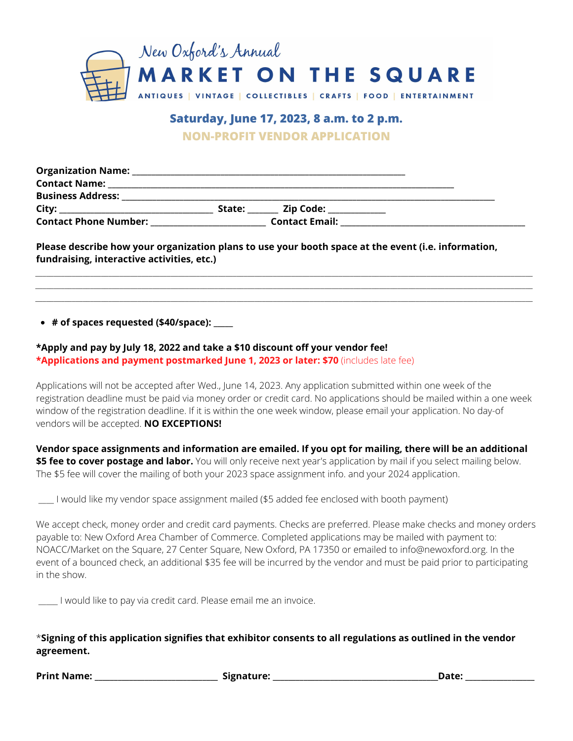New Oxford's Annual

# MARKET ON THE SQUARE

ANTIQUES | VINTAGE | COLLECTIBLES | CRAFTS | FOOD | ENTERTAINMENT

## Saturday, June 17, 2023, 8 a.m. to 2 p.m.

## NON-PROFIT VENDOR APPLICATION

**Organization Name:** ____________________________________________________________

**Contact Name:** ____________________________________________________________________________

**Business Address:** ____________________________________________________________________________

**City:** ________________________________ **State:** ______ **Zip Code:** ____________

**Contact Phone Number:** ________________________ **Contact Email:** ______________________________________

**Please describe how your organization plans to use your booth space at the event (i.e. information, fundraising, interactive activities, etc.)**

______________________________________________________________________________________________

______________________________________________________________________________________________

______________________________________________________________________________________________

- **# of spaces requested ($40/space):** ____

**\*Apply and pay by July 18, 2022 and take a $10 discount off your vendor fee!**
**\*Applications and payment postmarked June 1, 2023 or later: $70** (includes late fee)

Applications will not be accepted after Wed., June 14, 2023. Any application submitted within one week of the registration deadline must be paid via money order or credit card. No applications should be mailed within a one week window of the registration deadline. If it is within the one week window, please email your application. No day-of vendors will be accepted. **NO EXCEPTIONS!**

**Vendor space assignments and information are emailed. If you opt for mailing, there will be an additional $5 fee to cover postage and labor.** You will only receive next year's application by mail if you select mailing below. The $5 fee will cover the mailing of both your 2023 space assignment info. and your 2024 application.

___ I would like my vendor space assignment mailed ($5 added fee enclosed with booth payment)

We accept check, money order and credit card payments. Checks are preferred. Please make checks and money orders payable to: New Oxford Area Chamber of Commerce. Completed applications may be mailed with payment to: NOACC/Market on the Square, 27 Center Square, New Oxford, PA 17350 or emailed to info@newoxford.org. In the event of a bounced check, an additional $35 fee will be incurred by the vendor and must be paid prior to participating in the show.

____ I would like to pay via credit card. Please email me an invoice.

\***Signing of this application signifies that exhibitor consents to all regulations as outlined in the vendor agreement.**

**Print Name:** __________________________ **Signature:** ___________________________________**Date:** ______________